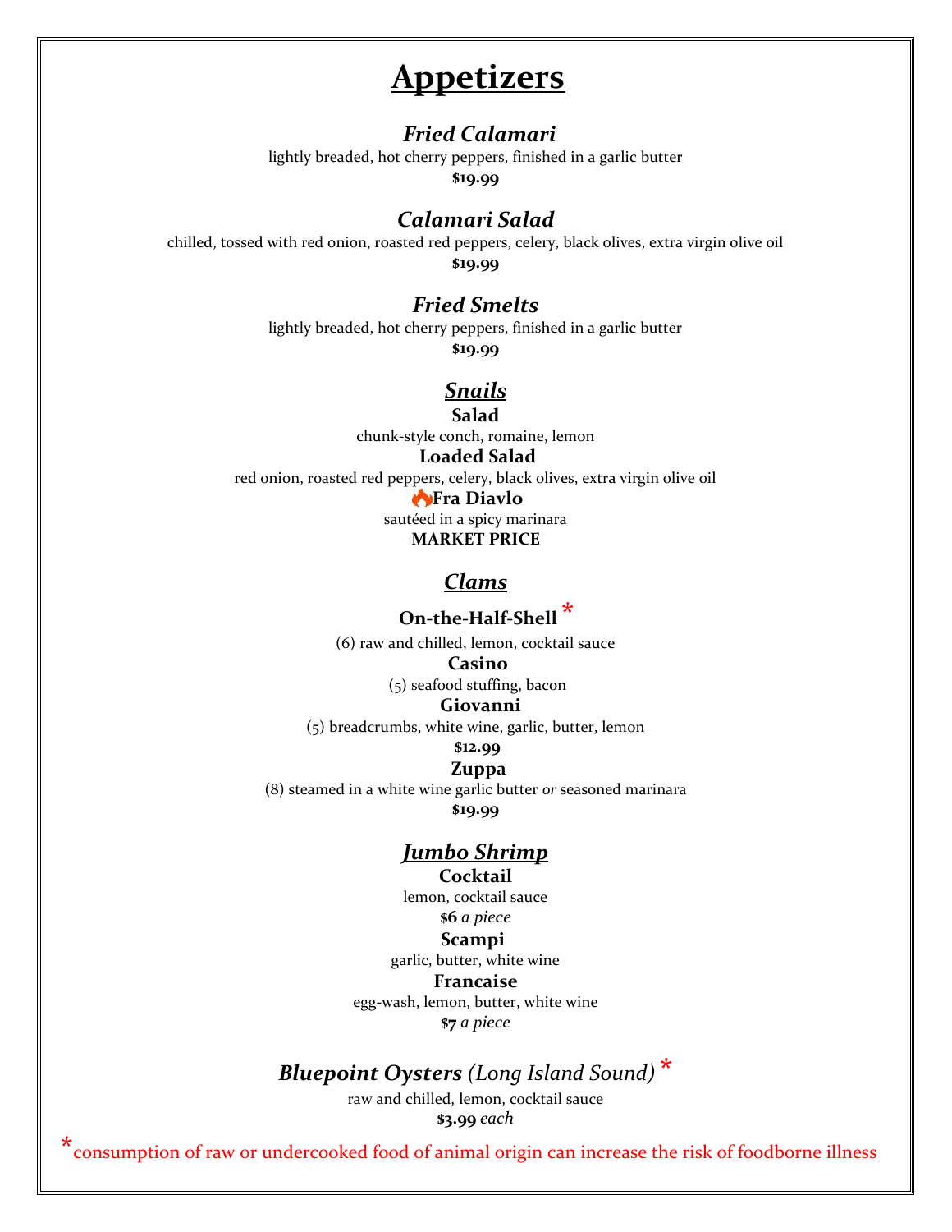# Appetizers

### *Fried Calamari*

lightly breaded, hot cherry peppers, finished in a garlic butter

**$19.99**

### *Calamari Salad*

chilled, tossed with red onion, roasted red peppers, celery, black olives, extra virgin olive oil

**$19.99**

### *Fried Smelts*

lightly breaded, hot cherry peppers, finished in a garlic butter

**$19.99**

### *Snails*

**Salad**

chunk-style conch, romaine, lemon

**Loaded Salad**

red onion, roasted red peppers, celery, black olives, extra virgin olive oil

🔥**Fra Diavlo**

sautéed in a spicy marinara

**MARKET PRICE**

### *Clams*

**On-the-Half-Shell** *

(6) raw and chilled, lemon, cocktail sauce

**Casino**

(5) seafood stuffing, bacon

**Giovanni**

(5) breadcrumbs, white wine, garlic, butter, lemon

**$12.99**

**Zuppa**

(8) steamed in a white wine garlic butter *or* seasoned marinara

**$19.99**

### *Jumbo Shrimp*

**Cocktail**

lemon, cocktail sauce

**$6** *a piece*

**Scampi**

garlic, butter, white wine

**Francaise**

egg-wash, lemon, butter, white wine

**$7** *a piece*

### *Bluepoint Oysters (Long Island Sound)* *

raw and chilled, lemon, cocktail sauce

**$3.99** *each*

*consumption of raw or undercooked food of animal origin can increase the risk of foodborne illness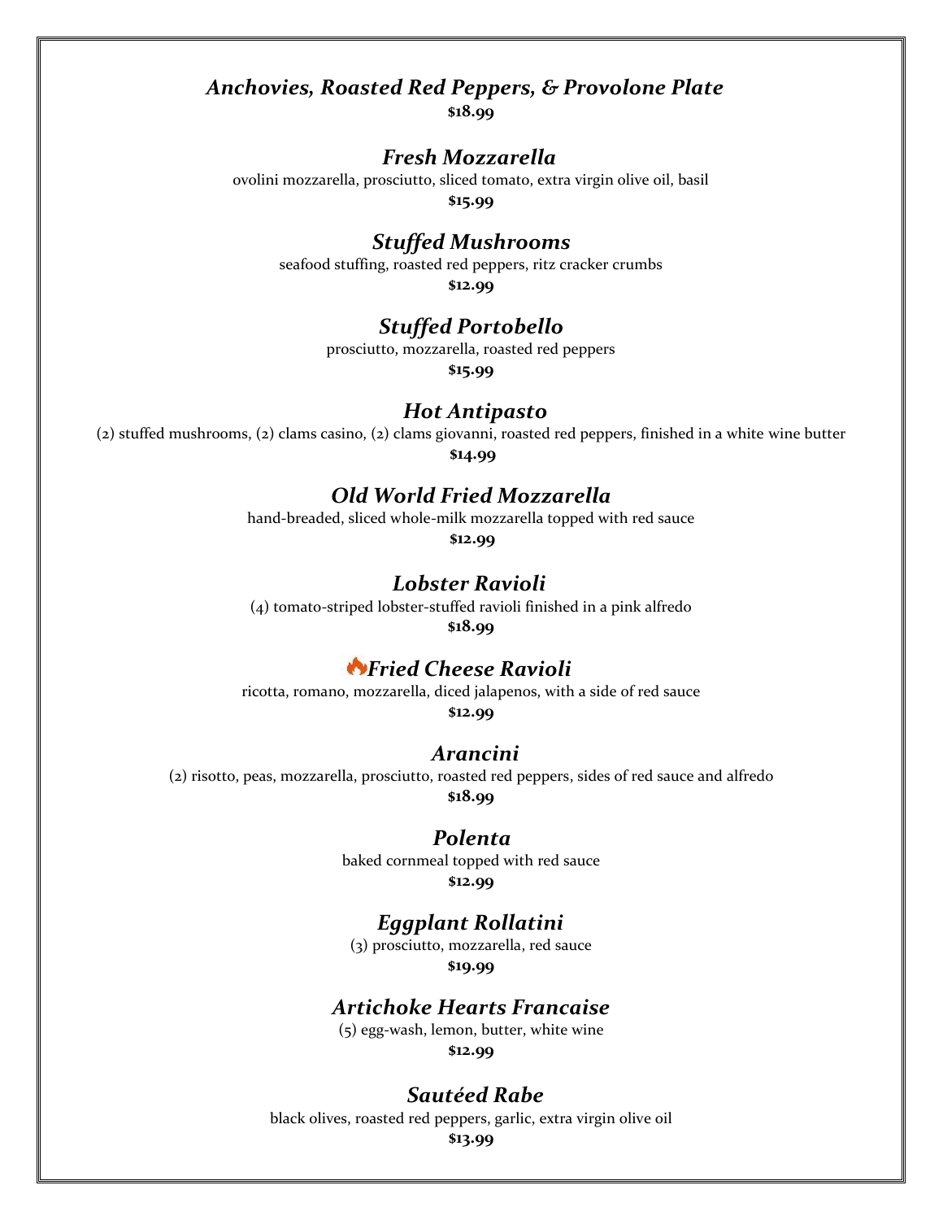### *Anchovies, Roasted Red Peppers, & Provolone Plate*

**$18.99**

### *Fresh Mozzarella*

ovolini mozzarella, prosciutto, sliced tomato, extra virgin olive oil, basil

**$15.99**

### *Stuffed Mushrooms*

seafood stuffing, roasted red peppers, ritz cracker crumbs

**$12.99**

### *Stuffed Portobello*

prosciutto, mozzarella, roasted red peppers

**$15.99**

### *Hot Antipasto*

(2) stuffed mushrooms, (2) clams casino, (2) clams giovanni, roasted red peppers, finished in a white wine butter

**$14.99**

### *Old World Fried Mozzarella*

hand-breaded, sliced whole-milk mozzarella topped with red sauce

**$12.99**

### *Lobster Ravioli*

(4) tomato-striped lobster-stuffed ravioli finished in a pink alfredo

**$18.99**

### 🔥*Fried Cheese Ravioli*

ricotta, romano, mozzarella, diced jalapenos, with a side of red sauce

**$12.99**

### *Arancini*

(2) risotto, peas, mozzarella, prosciutto, roasted red peppers, sides of red sauce and alfredo

**$18.99**

### *Polenta*

baked cornmeal topped with red sauce

**$12.99**

### *Eggplant Rollatini*

(3) prosciutto, mozzarella, red sauce

**$19.99**

### *Artichoke Hearts Francaise*

(5) egg-wash, lemon, butter, white wine

**$12.99**

### *Sautéed Rabe*

black olives, roasted red peppers, garlic, extra virgin olive oil

**$13.99**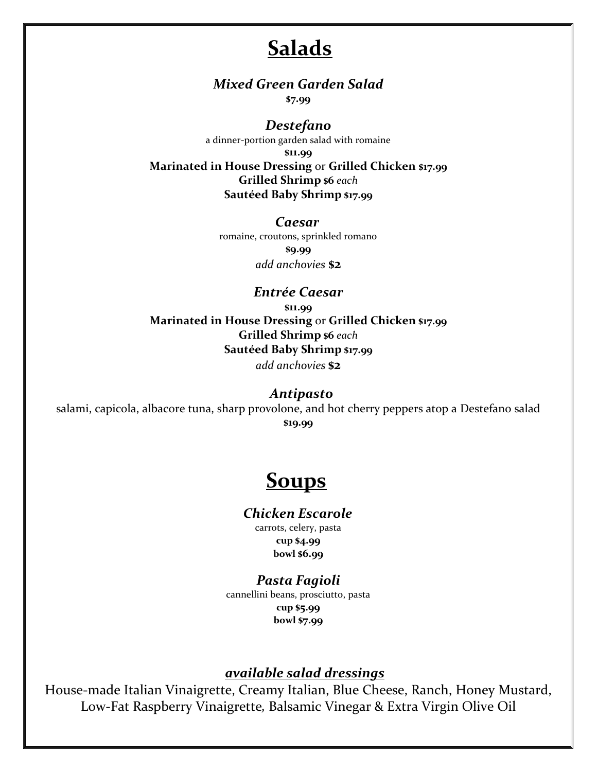# Salads

### *Mixed Green Garden Salad*

**$7.99**

### *Destefano*

a dinner-portion garden salad with romaine

**$11.99**

**Marinated in House Dressing** or **Grilled Chicken $17.99**

**Grilled Shrimp $6** *each*

**Sautéed Baby Shrimp $17.99**

### *Caesar*

romaine, croutons, sprinkled romano

**$9.99**

*add anchovies* **$2**

### *Entrée Caesar*

**$11.99**

**Marinated in House Dressing** or **Grilled Chicken $17.99**

**Grilled Shrimp $6** *each*

**Sautéed Baby Shrimp $17.99**

*add anchovies* **$2**

### *Antipasto*

salami, capicola, albacore tuna, sharp provolone, and hot cherry peppers atop a Destefano salad

**$19.99**

# Soups

### *Chicken Escarole*

carrots, celery, pasta

**cup $4.99**

**bowl $6.99**

### *Pasta Fagioli*

cannellini beans, prosciutto, pasta

**cup $5.99**

**bowl $7.99**

### *available salad dressings*

House-made Italian Vinaigrette, Creamy Italian, Blue Cheese, Ranch, Honey Mustard, Low-Fat Raspberry Vinaigrette, Balsamic Vinegar & Extra Virgin Olive Oil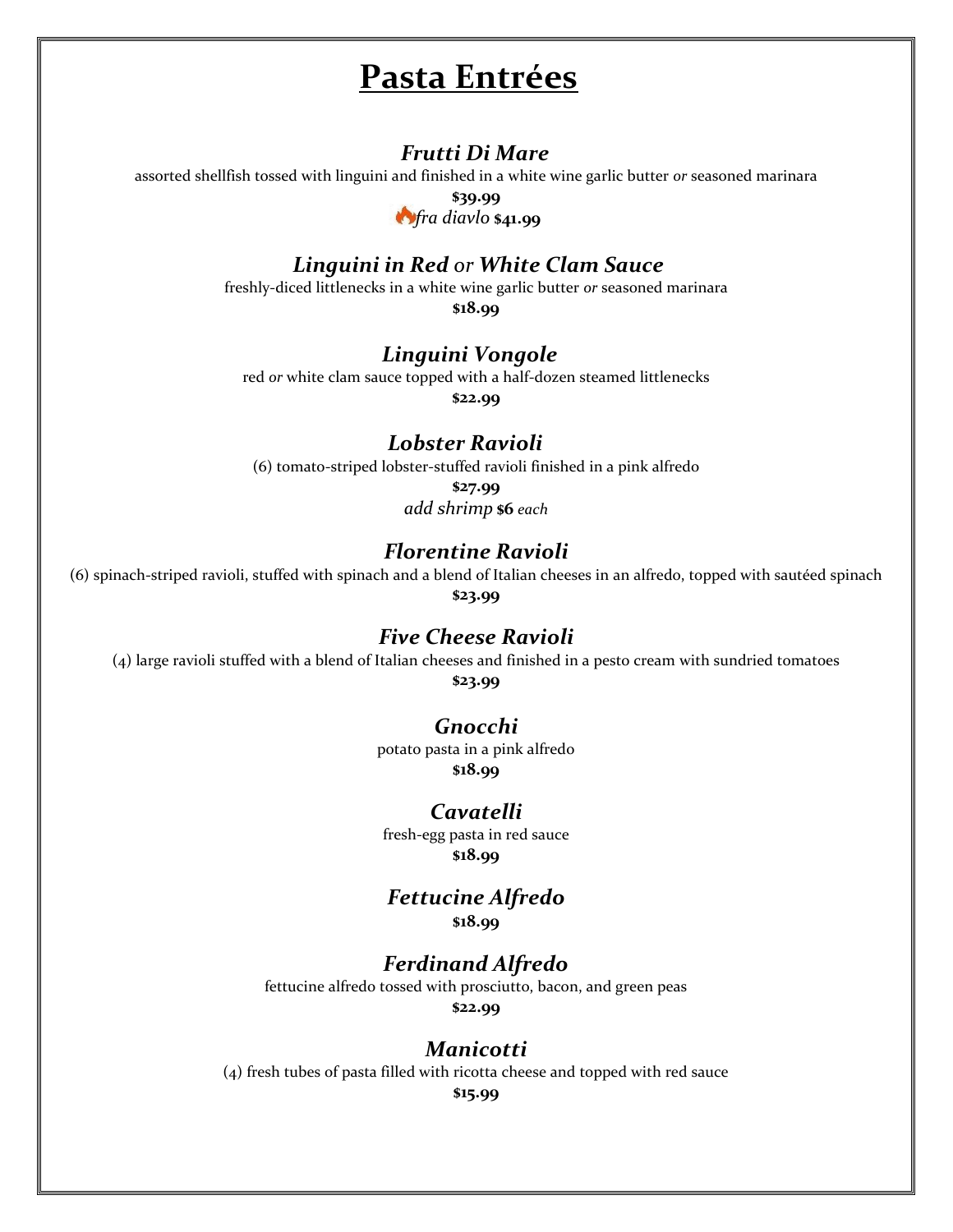# Pasta Entrées

### *Frutti Di Mare*

assorted shellfish tossed with linguini and finished in a white wine garlic butter *or* seasoned marinara

**$39.99**

*fra diavlo* **$41.99**

### *Linguini in Red* or *White Clam Sauce*

freshly-diced littlenecks in a white wine garlic butter *or* seasoned marinara

**$18.99**

### *Linguini Vongole*

red *or* white clam sauce topped with a half-dozen steamed littlenecks

**$22.99**

### *Lobster Ravioli*

(6) tomato-striped lobster-stuffed ravioli finished in a pink alfredo

**$27.99**

*add shrimp* **$6** *each*

### *Florentine Ravioli*

(6) spinach-striped ravioli, stuffed with spinach and a blend of Italian cheeses in an alfredo, topped with sautéed spinach

**$23.99**

### *Five Cheese Ravioli*

(4) large ravioli stuffed with a blend of Italian cheeses and finished in a pesto cream with sundried tomatoes

**$23.99**

### *Gnocchi*

potato pasta in a pink alfredo

**$18.99**

### *Cavatelli*

fresh-egg pasta in red sauce

**$18.99**

### *Fettucine Alfredo*

**$18.99**

### *Ferdinand Alfredo*

fettucine alfredo tossed with prosciutto, bacon, and green peas

**$22.99**

### *Manicotti*

(4) fresh tubes of pasta filled with ricotta cheese and topped with red sauce

**$15.99**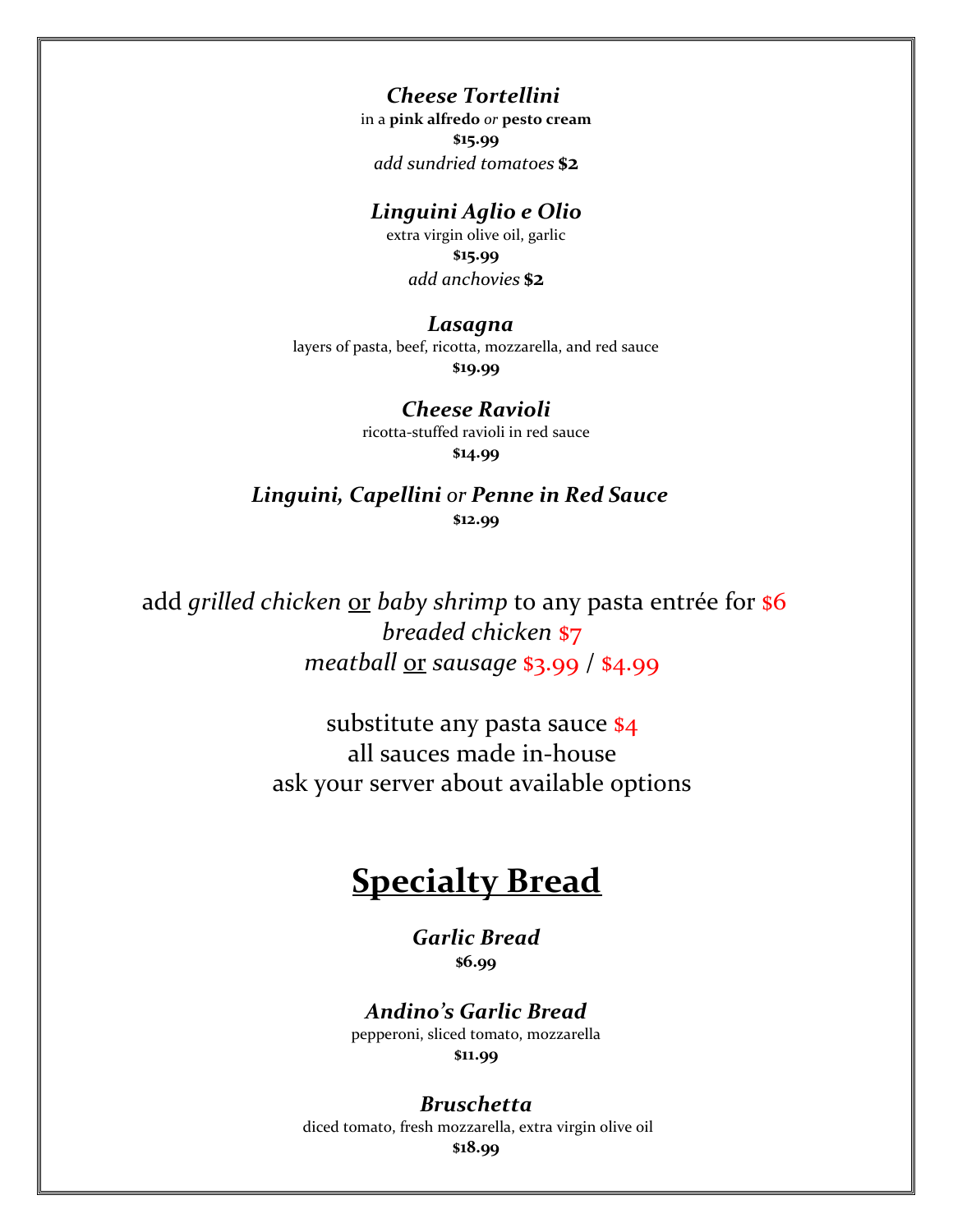***Cheese Tortellini***
in a **pink alfredo** *or* **pesto cream**
**$15.99**
*add sundried tomatoes* **$2**

***Linguini Aglio e Olio***
extra virgin olive oil, garlic
**$15.99**
*add anchovies* **$2**

***Lasagna***
layers of pasta, beef, ricotta, mozzarella, and red sauce
**$19.99**

***Cheese Ravioli***
ricotta-stuffed ravioli in red sauce
**$14.99**

***Linguini, Capellini*** *or* ***Penne in Red Sauce***
**$12.99**

add *grilled chicken* <u>or</u> *baby shrimp* to any pasta entrée for $6
*breaded chicken* $7
*meatball* <u>or</u> *sausage* $3.99 / $4.99

substitute any pasta sauce $4
all sauces made in-house
ask your server about available options

## <u>Specialty Bread</u>

***Garlic Bread***
**$6.99**

***Andino's Garlic Bread***
pepperoni, sliced tomato, mozzarella
**$11.99**

***Bruschetta***
diced tomato, fresh mozzarella, extra virgin olive oil
**$18.99**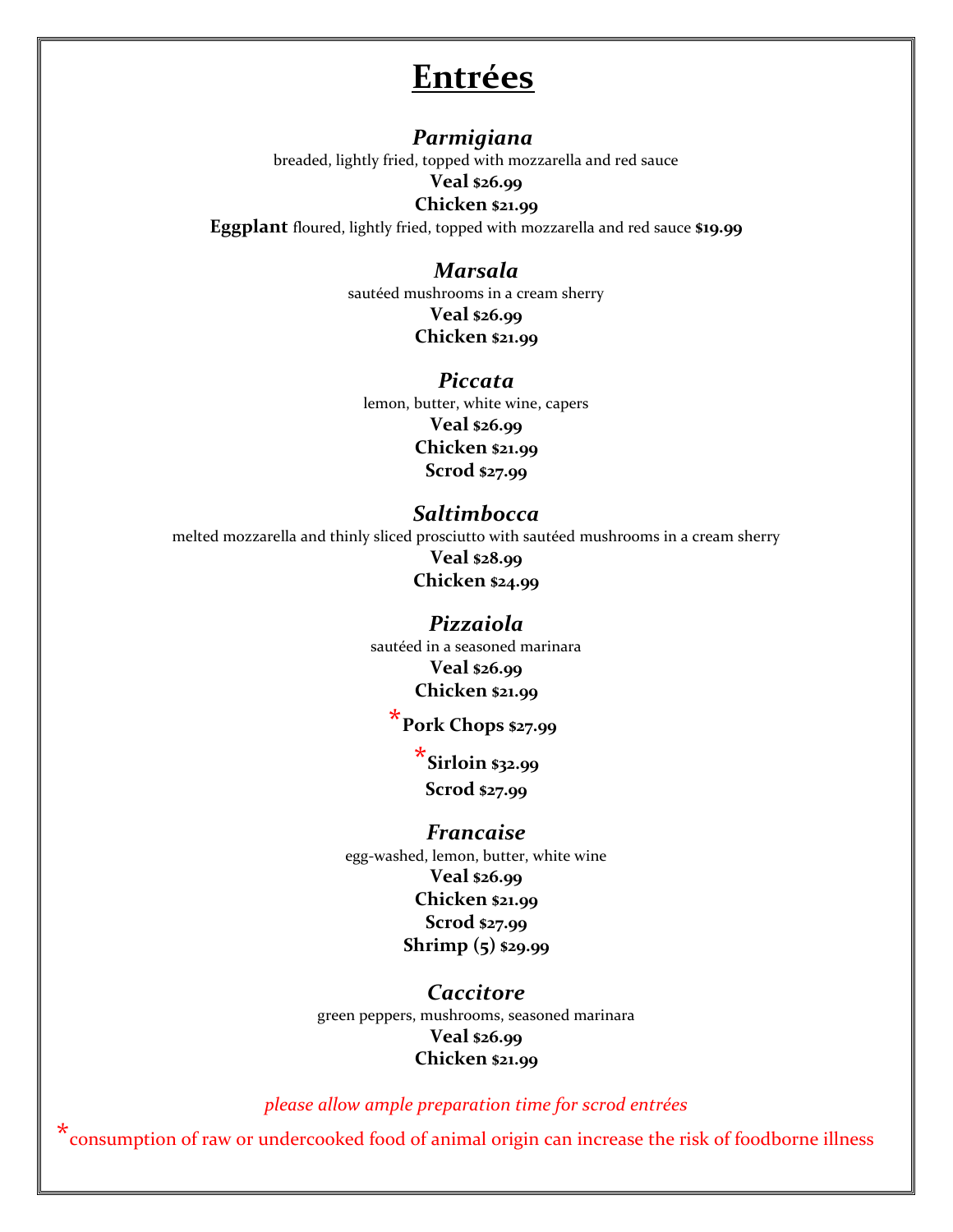# Entrées

### *Parmigiana*

breaded, lightly fried, topped with mozzarella and red sauce

**Veal** **$26.99**

**Chicken** **$21.99**

**Eggplant** floured, lightly fried, topped with mozzarella and red sauce **$19.99**

### *Marsala*

sautéed mushrooms in a cream sherry

**Veal** **$26.99**

**Chicken** **$21.99**

### *Piccata*

lemon, butter, white wine, capers

**Veal** **$26.99**

**Chicken** **$21.99**

**Scrod** **$27.99**

### *Saltimbocca*

melted mozzarella and thinly sliced prosciutto with sautéed mushrooms in a cream sherry

**Veal** **$28.99**

**Chicken** **$24.99**

### *Pizzaiola*

sautéed in a seasoned marinara

**Veal** **$26.99**

**Chicken** **$21.99**

*__Pork Chops__ **$27.99**

*__Sirloin__ **$32.99**

**Scrod** **$27.99**

### *Francaise*

egg-washed, lemon, butter, white wine

**Veal** **$26.99**

**Chicken** **$21.99**

**Scrod** **$27.99**

**Shrimp (5)** **$29.99**

### *Caccitore*

green peppers, mushrooms, seasoned marinara

**Veal** **$26.99**

**Chicken** **$21.99**

*please allow ample preparation time for scrod entrées*

*consumption of raw or undercooked food of animal origin can increase the risk of foodborne illness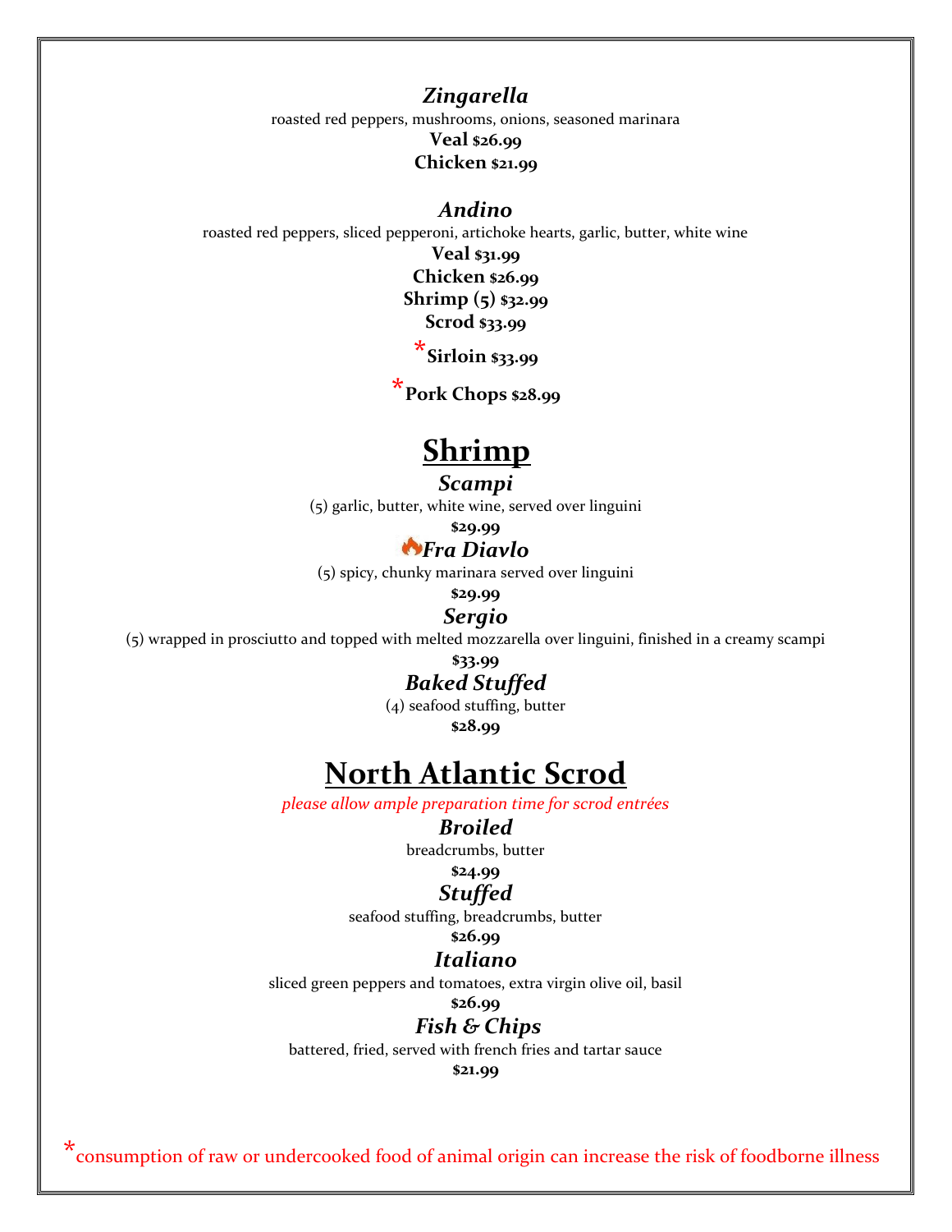### *Zingarella*

roasted red peppers, mushrooms, onions, seasoned marinara

**Veal $26.99**

**Chicken $21.99**

### *Andino*

roasted red peppers, sliced pepperoni, artichoke hearts, garlic, butter, white wine

**Veal $31.99**

**Chicken $26.99**

**Shrimp (5) $32.99**

**Scrod $33.99**

***Sirloin $33.99**

***Pork Chops $28.99**

# Shrimp

### *Scampi*

(5) garlic, butter, white wine, served over linguini

**$29.99**

### 🔥*Fra Diavlo*

(5) spicy, chunky marinara served over linguini

**$29.99**

### *Sergio*

(5) wrapped in prosciutto and topped with melted mozzarella over linguini, finished in a creamy scampi

**$33.99**

### *Baked Stuffed*

(4) seafood stuffing, butter

**$28.99**

# North Atlantic Scrod

*please allow ample preparation time for scrod entrées*

### *Broiled*

breadcrumbs, butter

**$24.99**

### *Stuffed*

seafood stuffing, breadcrumbs, butter

**$26.99**

### *Italiano*

sliced green peppers and tomatoes, extra virgin olive oil, basil

**$26.99**

### *Fish & Chips*

battered, fried, served with french fries and tartar sauce

**$21.99**

*consumption of raw or undercooked food of animal origin can increase the risk of foodborne illness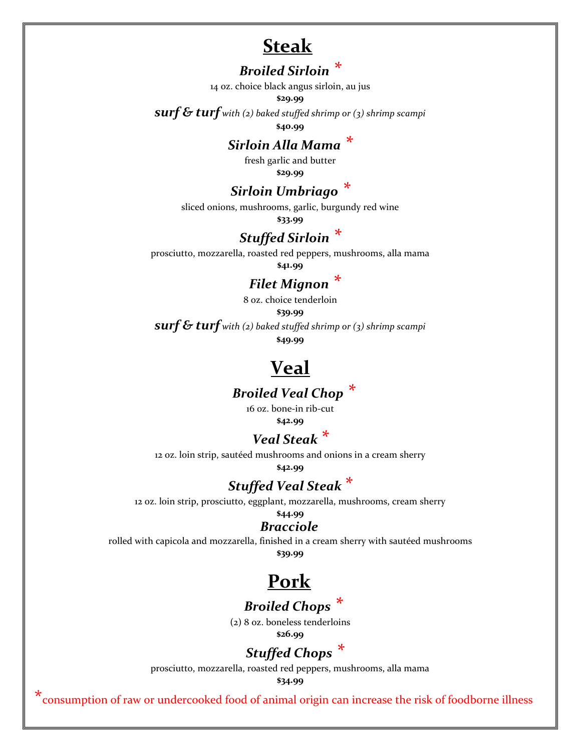# Steak

### *Broiled Sirloin* *

14 oz. choice black angus sirloin, au jus

**$29.99**

***surf & turf*** *with (2) baked stuffed shrimp or (3) shrimp scampi*

**$40.99**

### *Sirloin Alla Mama* *

fresh garlic and butter

**$29.99**

### *Sirloin Umbriago* *

sliced onions, mushrooms, garlic, burgundy red wine

**$33.99**

### *Stuffed Sirloin* *

prosciutto, mozzarella, roasted red peppers, mushrooms, alla mama

**$41.99**

### *Filet Mignon* *

8 oz. choice tenderloin

**$39.99**

***surf & turf*** *with (2) baked stuffed shrimp or (3) shrimp scampi*

**$49.99**

# Veal

### *Broiled Veal Chop* *

16 oz. bone-in rib-cut

**$42.99**

### *Veal Steak* *

12 oz. loin strip, sautéed mushrooms and onions in a cream sherry

**$42.99**

### *Stuffed Veal Steak* *

12 oz. loin strip, prosciutto, eggplant, mozzarella, mushrooms, cream sherry

**$44.99**

### *Bracciole*

rolled with capicola and mozzarella, finished in a cream sherry with sautéed mushrooms

**$39.99**

# Pork

### *Broiled Chops* *

(2) 8 oz. boneless tenderloins

**$26.99**

### *Stuffed Chops* *

prosciutto, mozzarella, roasted red peppers, mushrooms, alla mama

**$34.99**

*consumption of raw or undercooked food of animal origin can increase the risk of foodborne illness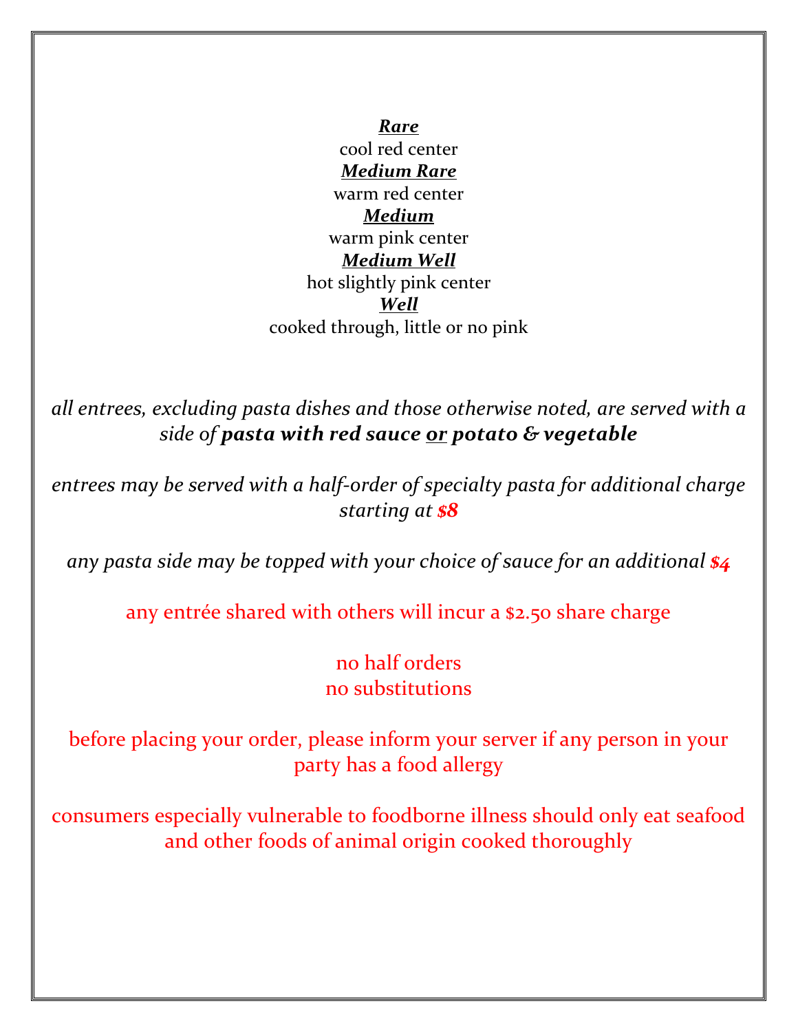***Rare***
cool red center
***Medium Rare***
warm red center
***Medium***
warm pink center
***Medium Well***
hot slightly pink center
***Well***
cooked through, little or no pink

*all entrees, excluding pasta dishes and those otherwise noted, are served with a side of* ***pasta with red sauce or potato & vegetable***

*entrees may be served with a half-order of specialty pasta for additional charge starting at* ***$8***

*any pasta side may be topped with your choice of sauce for an additional* ***$4***

any entrée shared with others will incur a $2.50 share charge

no half orders
no substitutions

before placing your order, please inform your server if any person in your party has a food allergy

consumers especially vulnerable to foodborne illness should only eat seafood and other foods of animal origin cooked thoroughly